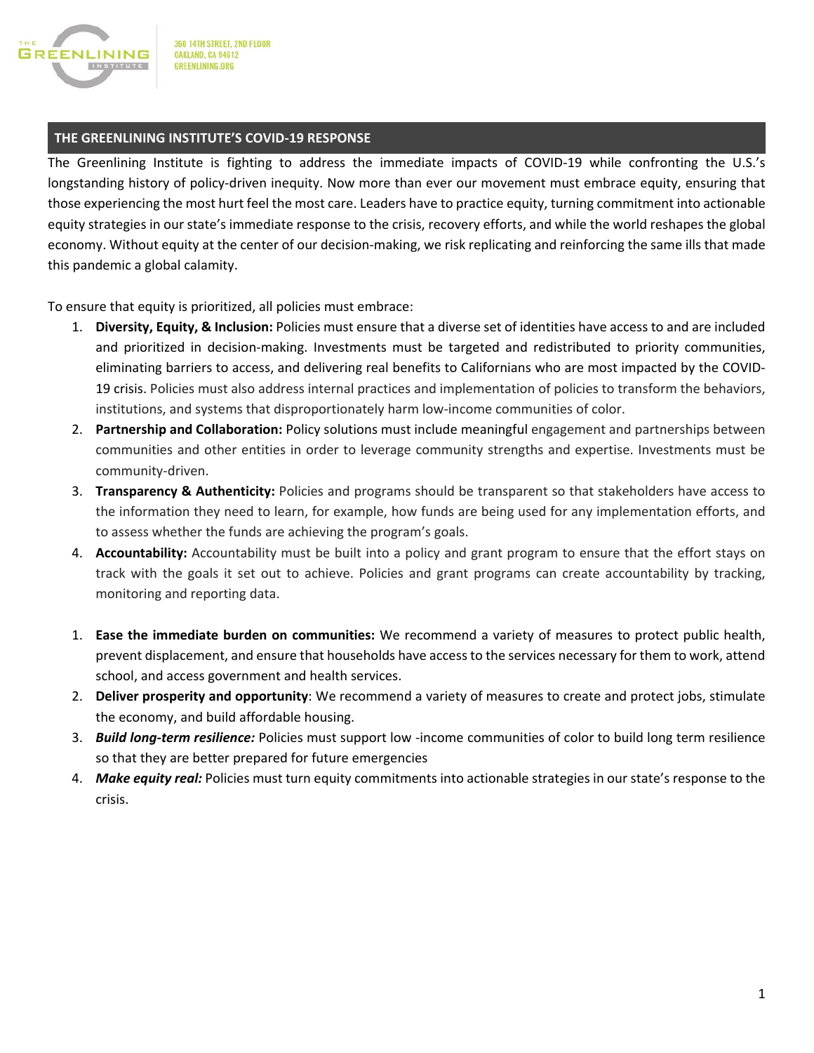360 14TH STREET, 2ND FLOOR
OAKLAND, CA 94612
GREENLINING.ORG

## THE GREENLINING INSTITUTE'S COVID-19 RESPONSE

The Greenlining Institute is fighting to address the immediate impacts of COVID-19 while confronting the U.S.'s longstanding history of policy-driven inequity. Now more than ever our movement must embrace equity, ensuring that those experiencing the most hurt feel the most care. Leaders have to practice equity, turning commitment into actionable equity strategies in our state's immediate response to the crisis, recovery efforts, and while the world reshapes the global economy. Without equity at the center of our decision-making, we risk replicating and reinforcing the same ills that made this pandemic a global calamity.

To ensure that equity is prioritized, all policies must embrace:

1. **Diversity, Equity, & Inclusion:** Policies must ensure that a diverse set of identities have access to and are included and prioritized in decision-making. Investments must be targeted and redistributed to priority communities, eliminating barriers to access, and delivering real benefits to Californians who are most impacted by the COVID-19 crisis. Policies must also address internal practices and implementation of policies to transform the behaviors, institutions, and systems that disproportionately harm low-income communities of color.
2. **Partnership and Collaboration:** Policy solutions must include meaningful engagement and partnerships between communities and other entities in order to leverage community strengths and expertise. Investments must be community-driven.
3. **Transparency & Authenticity:** Policies and programs should be transparent so that stakeholders have access to the information they need to learn, for example, how funds are being used for any implementation efforts, and to assess whether the funds are achieving the program's goals.
4. **Accountability:** Accountability must be built into a policy and grant program to ensure that the effort stays on track with the goals it set out to achieve. Policies and grant programs can create accountability by tracking, monitoring and reporting data.

1. **Ease the immediate burden on communities:** We recommend a variety of measures to protect public health, prevent displacement, and ensure that households have access to the services necessary for them to work, attend school, and access government and health services.
2. **Deliver prosperity and opportunity**: We recommend a variety of measures to create and protect jobs, stimulate the economy, and build affordable housing.
3. ***Build long-term resilience:*** Policies must support low -income communities of color to build long term resilience so that they are better prepared for future emergencies
4. ***Make equity real:*** Policies must turn equity commitments into actionable strategies in our state's response to the crisis.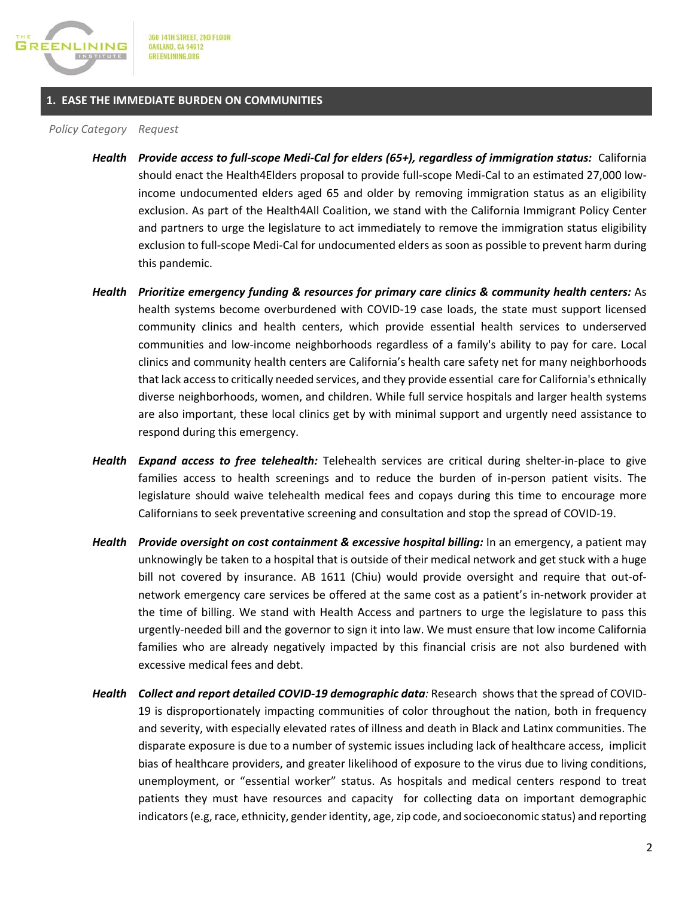## 1. EASE THE IMMEDIATE BURDEN ON COMMUNITIES

| *Policy Category* | *Request* |
|---|---|
| ***Health*** | ***Provide access to full-scope Medi-Cal for elders (65+), regardless of immigration status:*** California should enact the Health4Elders proposal to provide full-scope Medi-Cal to an estimated 27,000 low-income undocumented elders aged 65 and older by removing immigration status as an eligibility exclusion. As part of the Health4All Coalition, we stand with the California Immigrant Policy Center and partners to urge the legislature to act immediately to remove the immigration status eligibility exclusion to full-scope Medi-Cal for undocumented elders as soon as possible to prevent harm during this pandemic. |
| ***Health*** | ***Prioritize emergency funding & resources for primary care clinics & community health centers:*** As health systems become overburdened with COVID-19 case loads, the state must support licensed community clinics and health centers, which provide essential health services to underserved communities and low-income neighborhoods regardless of a family's ability to pay for care. Local clinics and community health centers are California's health care safety net for many neighborhoods that lack access to critically needed services, and they provide essential care for California's ethnically diverse neighborhoods, women, and children. While full service hospitals and larger health systems are also important, these local clinics get by with minimal support and urgently need assistance to respond during this emergency. |
| ***Health*** | ***Expand access to free telehealth:*** Telehealth services are critical during shelter-in-place to give families access to health screenings and to reduce the burden of in-person patient visits. The legislature should waive telehealth medical fees and copays during this time to encourage more Californians to seek preventative screening and consultation and stop the spread of COVID-19. |
| ***Health*** | ***Provide oversight on cost containment & excessive hospital billing:*** In an emergency, a patient may unknowingly be taken to a hospital that is outside of their medical network and get stuck with a huge bill not covered by insurance. AB 1611 (Chiu) would provide oversight and require that out-of-network emergency care services be offered at the same cost as a patient's in-network provider at the time of billing. We stand with Health Access and partners to urge the legislature to pass this urgently-needed bill and the governor to sign it into law. We must ensure that low income California families who are already negatively impacted by this financial crisis are not also burdened with excessive medical fees and debt. |
| ***Health*** | ***Collect and report detailed COVID-19 demographic data:*** Research shows that the spread of COVID-19 is disproportionately impacting communities of color throughout the nation, both in frequency and severity, with especially elevated rates of illness and death in Black and Latinx communities. The disparate exposure is due to a number of systemic issues including lack of healthcare access, implicit bias of healthcare providers, and greater likelihood of exposure to the virus due to living conditions, unemployment, or "essential worker" status. As hospitals and medical centers respond to treat patients they must have resources and capacity for collecting data on important demographic indicators (e.g, race, ethnicity, gender identity, age, zip code, and socioeconomic status) and reporting |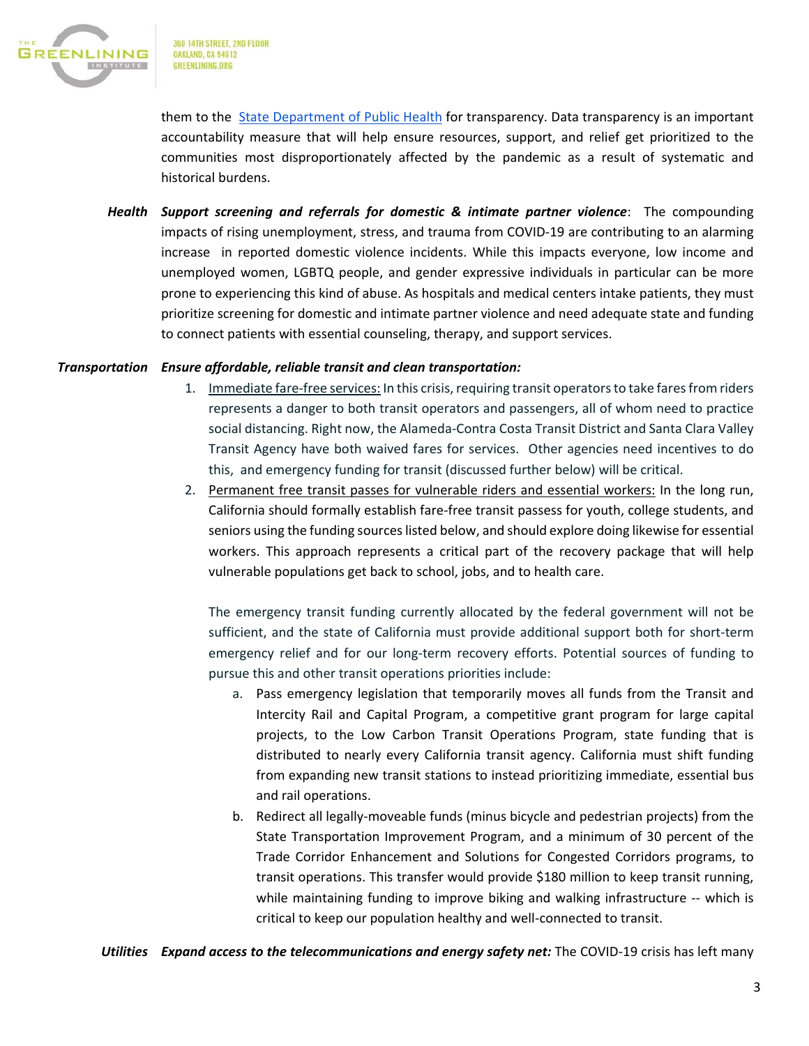them to the [State Department of Public Health](#) for transparency. Data transparency is an important accountability measure that will help ensure resources, support, and relief get prioritized to the communities most disproportionately affected by the pandemic as a result of systematic and historical burdens.

***Health*** ***Support screening and referrals for domestic & intimate partner violence***: The compounding impacts of rising unemployment, stress, and trauma from COVID-19 are contributing to an alarming increase in reported domestic violence incidents. While this impacts everyone, low income and unemployed women, LGBTQ people, and gender expressive individuals in particular can be more prone to experiencing this kind of abuse. As hospitals and medical centers intake patients, they must prioritize screening for domestic and intimate partner violence and need adequate state and funding to connect patients with essential counseling, therapy, and support services.

***Transportation*** ***Ensure affordable, reliable transit and clean transportation:***

1. Immediate fare-free services: In this crisis, requiring transit operators to take fares from riders represents a danger to both transit operators and passengers, all of whom need to practice social distancing. Right now, the Alameda-Contra Costa Transit District and Santa Clara Valley Transit Agency have both waived fares for services. Other agencies need incentives to do this, and emergency funding for transit (discussed further below) will be critical.
2. Permanent free transit passes for vulnerable riders and essential workers: In the long run, California should formally establish fare-free transit passess for youth, college students, and seniors using the funding sources listed below, and should explore doing likewise for essential workers. This approach represents a critical part of the recovery package that will help vulnerable populations get back to school, jobs, and to health care.

   The emergency transit funding currently allocated by the federal government will not be sufficient, and the state of California must provide additional support both for short-term emergency relief and for our long-term recovery efforts. Potential sources of funding to pursue this and other transit operations priorities include:

   a. Pass emergency legislation that temporarily moves all funds from the Transit and Intercity Rail and Capital Program, a competitive grant program for large capital projects, to the Low Carbon Transit Operations Program, state funding that is distributed to nearly every California transit agency. California must shift funding from expanding new transit stations to instead prioritizing immediate, essential bus and rail operations.
   
   b. Redirect all legally-moveable funds (minus bicycle and pedestrian projects) from the State Transportation Improvement Program, and a minimum of 30 percent of the Trade Corridor Enhancement and Solutions for Congested Corridors programs, to transit operations. This transfer would provide $180 million to keep transit running, while maintaining funding to improve biking and walking infrastructure -- which is critical to keep our population healthy and well-connected to transit.

***Utilities*** ***Expand access to the telecommunications and energy safety net:*** The COVID-19 crisis has left many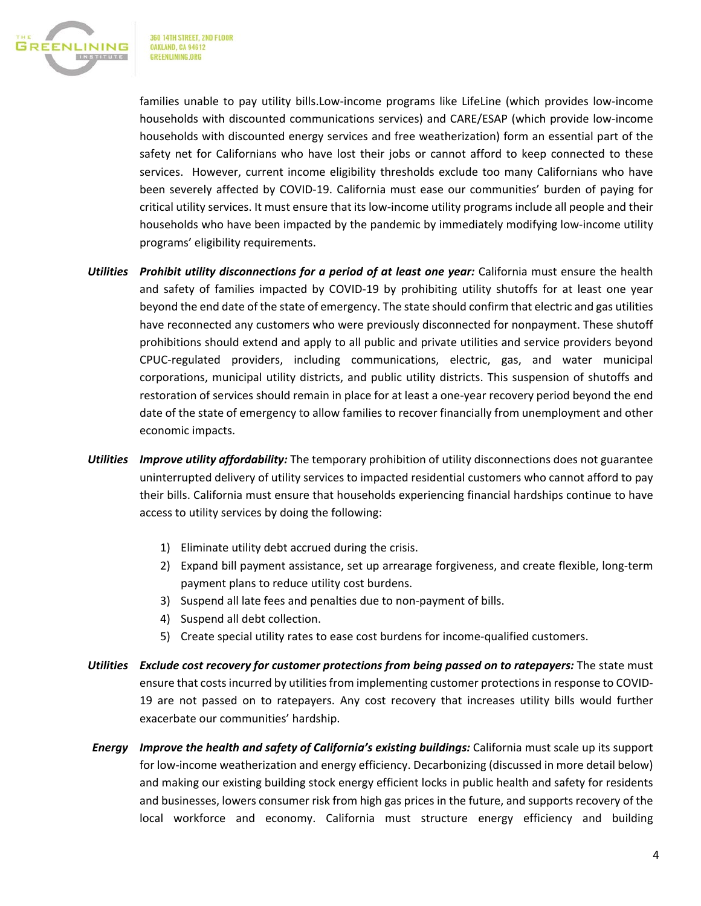families unable to pay utility bills.Low-income programs like LifeLine (which provides low-income households with discounted communications services) and CARE/ESAP (which provide low-income households with discounted energy services and free weatherization) form an essential part of the safety net for Californians who have lost their jobs or cannot afford to keep connected to these services. However, current income eligibility thresholds exclude too many Californians who have been severely affected by COVID-19. California must ease our communities' burden of paying for critical utility services. It must ensure that its low-income utility programs include all people and their households who have been impacted by the pandemic by immediately modifying low-income utility programs' eligibility requirements.

**Utilities** ***Prohibit utility disconnections for a period of at least one year:*** California must ensure the health and safety of families impacted by COVID-19 by prohibiting utility shutoffs for at least one year beyond the end date of the state of emergency. The state should confirm that electric and gas utilities have reconnected any customers who were previously disconnected for nonpayment. These shutoff prohibitions should extend and apply to all public and private utilities and service providers beyond CPUC-regulated providers, including communications, electric, gas, and water municipal corporations, municipal utility districts, and public utility districts. This suspension of shutoffs and restoration of services should remain in place for at least a one-year recovery period beyond the end date of the state of emergency to allow families to recover financially from unemployment and other economic impacts.

**Utilities** ***Improve utility affordability:*** The temporary prohibition of utility disconnections does not guarantee uninterrupted delivery of utility services to impacted residential customers who cannot afford to pay their bills. California must ensure that households experiencing financial hardships continue to have access to utility services by doing the following:

1) Eliminate utility debt accrued during the crisis.
2) Expand bill payment assistance, set up arrearage forgiveness, and create flexible, long-term payment plans to reduce utility cost burdens.
3) Suspend all late fees and penalties due to non-payment of bills.
4) Suspend all debt collection.
5) Create special utility rates to ease cost burdens for income-qualified customers.

**Utilities** ***Exclude cost recovery for customer protections from being passed on to ratepayers:*** The state must ensure that costs incurred by utilities from implementing customer protections in response to COVID-19 are not passed on to ratepayers. Any cost recovery that increases utility bills would further exacerbate our communities' hardship.

**Energy** ***Improve the health and safety of California's existing buildings:*** California must scale up its support for low-income weatherization and energy efficiency. Decarbonizing (discussed in more detail below) and making our existing building stock energy efficient locks in public health and safety for residents and businesses, lowers consumer risk from high gas prices in the future, and supports recovery of the local workforce and economy. California must structure energy efficiency and building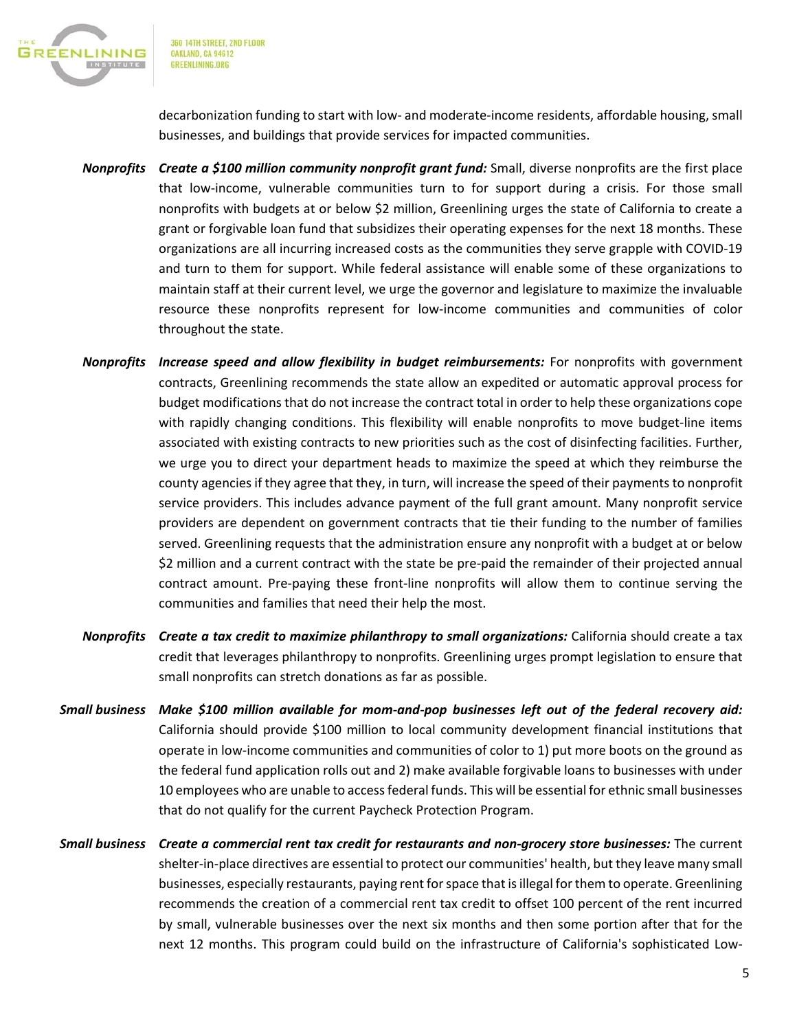decarbonization funding to start with low- and moderate-income residents, affordable housing, small businesses, and buildings that provide services for impacted communities.

***Nonprofits*** ***Create a $100 million community nonprofit grant fund:*** Small, diverse nonprofits are the first place that low-income, vulnerable communities turn to for support during a crisis. For those small nonprofits with budgets at or below $2 million, Greenlining urges the state of California to create a grant or forgivable loan fund that subsidizes their operating expenses for the next 18 months. These organizations are all incurring increased costs as the communities they serve grapple with COVID-19 and turn to them for support. While federal assistance will enable some of these organizations to maintain staff at their current level, we urge the governor and legislature to maximize the invaluable resource these nonprofits represent for low-income communities and communities of color throughout the state.

***Nonprofits*** ***Increase speed and allow flexibility in budget reimbursements:*** For nonprofits with government contracts, Greenlining recommends the state allow an expedited or automatic approval process for budget modifications that do not increase the contract total in order to help these organizations cope with rapidly changing conditions. This flexibility will enable nonprofits to move budget-line items associated with existing contracts to new priorities such as the cost of disinfecting facilities. Further, we urge you to direct your department heads to maximize the speed at which they reimburse the county agencies if they agree that they, in turn, will increase the speed of their payments to nonprofit service providers. This includes advance payment of the full grant amount. Many nonprofit service providers are dependent on government contracts that tie their funding to the number of families served. Greenlining requests that the administration ensure any nonprofit with a budget at or below $2 million and a current contract with the state be pre-paid the remainder of their projected annual contract amount. Pre-paying these front-line nonprofits will allow them to continue serving the communities and families that need their help the most.

***Nonprofits*** ***Create a tax credit to maximize philanthropy to small organizations:*** California should create a tax credit that leverages philanthropy to nonprofits. Greenlining urges prompt legislation to ensure that small nonprofits can stretch donations as far as possible.

***Small business*** ***Make $100 million available for mom-and-pop businesses left out of the federal recovery aid:*** California should provide $100 million to local community development financial institutions that operate in low-income communities and communities of color to 1) put more boots on the ground as the federal fund application rolls out and 2) make available forgivable loans to businesses with under 10 employees who are unable to access federal funds. This will be essential for ethnic small businesses that do not qualify for the current Paycheck Protection Program.

***Small business*** ***Create a commercial rent tax credit for restaurants and non-grocery store businesses:*** The current shelter-in-place directives are essential to protect our communities' health, but they leave many small businesses, especially restaurants, paying rent for space that is illegal for them to operate. Greenlining recommends the creation of a commercial rent tax credit to offset 100 percent of the rent incurred by small, vulnerable businesses over the next six months and then some portion after that for the next 12 months. This program could build on the infrastructure of California's sophisticated Low-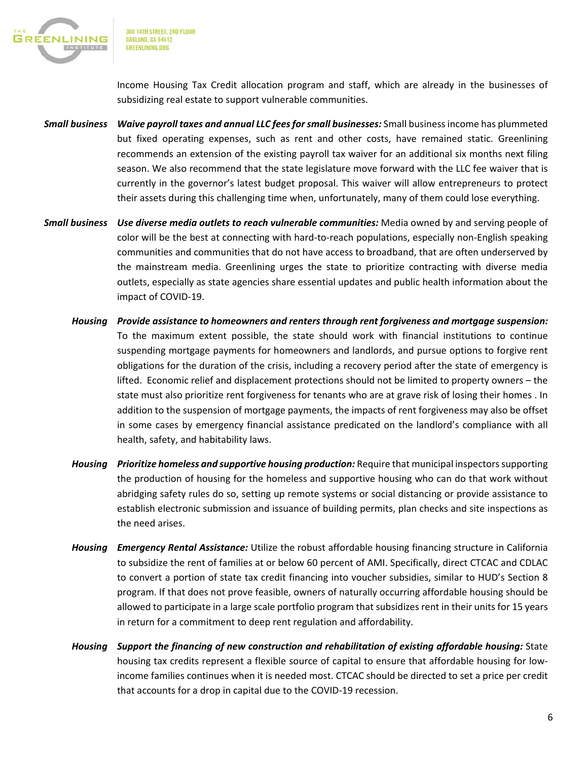Income Housing Tax Credit allocation program and staff, which are already in the businesses of subsidizing real estate to support vulnerable communities.

***Small business*** ***Waive payroll taxes and annual LLC fees for small businesses:*** Small business income has plummeted but fixed operating expenses, such as rent and other costs, have remained static. Greenlining recommends an extension of the existing payroll tax waiver for an additional six months next filing season. We also recommend that the state legislature move forward with the LLC fee waiver that is currently in the governor's latest budget proposal. This waiver will allow entrepreneurs to protect their assets during this challenging time when, unfortunately, many of them could lose everything.

***Small business*** ***Use diverse media outlets to reach vulnerable communities:*** Media owned by and serving people of color will be the best at connecting with hard-to-reach populations, especially non-English speaking communities and communities that do not have access to broadband, that are often underserved by the mainstream media. Greenlining urges the state to prioritize contracting with diverse media outlets, especially as state agencies share essential updates and public health information about the impact of COVID-19.

***Housing*** ***Provide assistance to homeowners and renters through rent forgiveness and mortgage suspension:*** To the maximum extent possible, the state should work with financial institutions to continue suspending mortgage payments for homeowners and landlords, and pursue options to forgive rent obligations for the duration of the crisis, including a recovery period after the state of emergency is lifted. Economic relief and displacement protections should not be limited to property owners – the state must also prioritize rent forgiveness for tenants who are at grave risk of losing their homes . In addition to the suspension of mortgage payments, the impacts of rent forgiveness may also be offset in some cases by emergency financial assistance predicated on the landlord's compliance with all health, safety, and habitability laws.

***Housing*** ***Prioritize homeless and supportive housing production:*** Require that municipal inspectors supporting the production of housing for the homeless and supportive housing who can do that work without abridging safety rules do so, setting up remote systems or social distancing or provide assistance to establish electronic submission and issuance of building permits, plan checks and site inspections as the need arises.

***Housing*** ***Emergency Rental Assistance:*** Utilize the robust affordable housing financing structure in California to subsidize the rent of families at or below 60 percent of AMI. Specifically, direct CTCAC and CDLAC to convert a portion of state tax credit financing into voucher subsidies, similar to HUD's Section 8 program. If that does not prove feasible, owners of naturally occurring affordable housing should be allowed to participate in a large scale portfolio program that subsidizes rent in their units for 15 years in return for a commitment to deep rent regulation and affordability.

***Housing*** ***Support the financing of new construction and rehabilitation of existing affordable housing:*** State housing tax credits represent a flexible source of capital to ensure that affordable housing for low-income families continues when it is needed most. CTCAC should be directed to set a price per credit that accounts for a drop in capital due to the COVID-19 recession.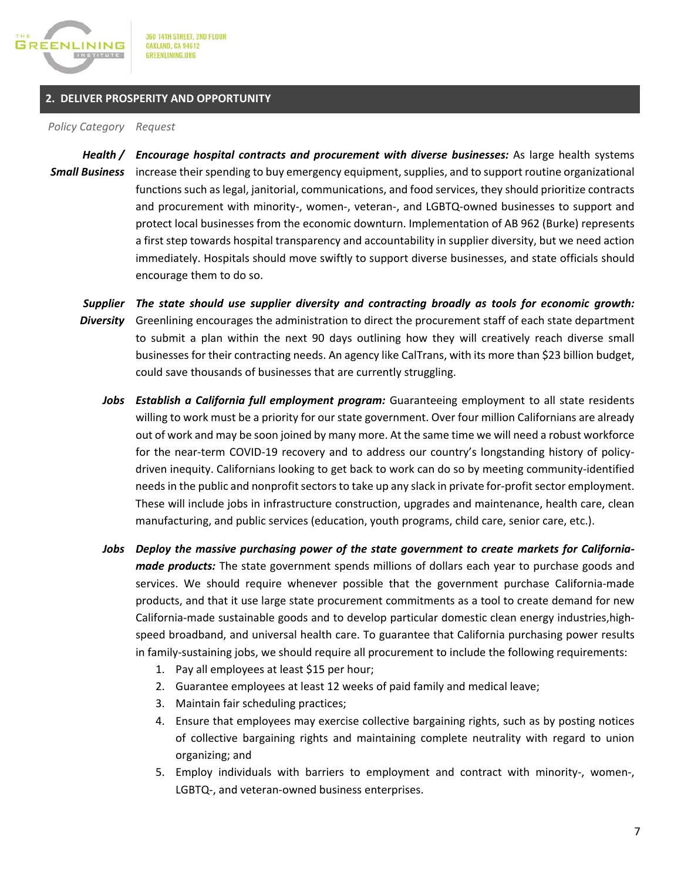## 2. DELIVER PROSPERITY AND OPPORTUNITY

| *Policy Category* | *Request* |
|---|---|
| ***Health / Small Business*** | ***Encourage hospital contracts and procurement with diverse businesses:*** As large health systems increase their spending to buy emergency equipment, supplies, and to support routine organizational functions such as legal, janitorial, communications, and food services, they should prioritize contracts and procurement with minority-, women-, veteran-, and LGBTQ-owned businesses to support and protect local businesses from the economic downturn. Implementation of AB 962 (Burke) represents a first step towards hospital transparency and accountability in supplier diversity, but we need action immediately. Hospitals should move swiftly to support diverse businesses, and state officials should encourage them to do so. |
| ***Supplier Diversity*** | ***The state should use supplier diversity and contracting broadly as tools for economic growth:*** Greenlining encourages the administration to direct the procurement staff of each state department to submit a plan within the next 90 days outlining how they will creatively reach diverse small businesses for their contracting needs. An agency like CalTrans, with its more than $23 billion budget, could save thousands of businesses that are currently struggling. |
| ***Jobs*** | ***Establish a California full employment program:*** Guaranteeing employment to all state residents willing to work must be a priority for our state government. Over four million Californians are already out of work and may be soon joined by many more. At the same time we will need a robust workforce for the near-term COVID-19 recovery and to address our country's longstanding history of policy-driven inequity. Californians looking to get back to work can do so by meeting community-identified needs in the public and nonprofit sectors to take up any slack in private for-profit sector employment. These will include jobs in infrastructure construction, upgrades and maintenance, health care, clean manufacturing, and public services (education, youth programs, child care, senior care, etc.). |
| ***Jobs*** | ***Deploy the massive purchasing power of the state government to create markets for California-made products:*** The state government spends millions of dollars each year to purchase goods and services. We should require whenever possible that the government purchase California-made products, and that it use large state procurement commitments as a tool to create demand for new California-made sustainable goods and to develop particular domestic clean energy industries,high-speed broadband, and universal health care. To guarantee that California purchasing power results in family-sustaining jobs, we should require all procurement to include the following requirements:<br>1. Pay all employees at least $15 per hour;<br>2. Guarantee employees at least 12 weeks of paid family and medical leave;<br>3. Maintain fair scheduling practices;<br>4. Ensure that employees may exercise collective bargaining rights, such as by posting notices of collective bargaining rights and maintaining complete neutrality with regard to union organizing; and<br>5. Employ individuals with barriers to employment and contract with minority-, women-, LGBTQ-, and veteran-owned business enterprises. |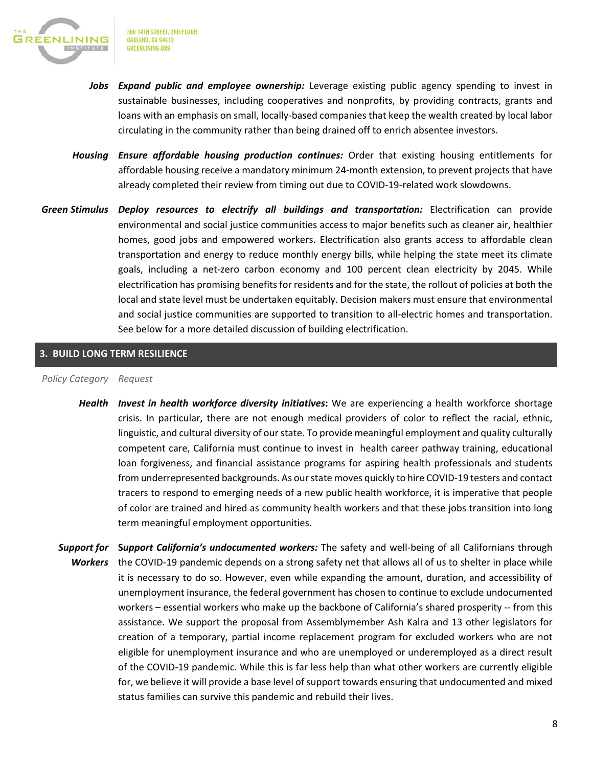| Policy Category | Request |
|---|---|
| **Jobs** | ***Expand public and employee ownership:*** Leverage existing public agency spending to invest in sustainable businesses, including cooperatives and nonprofits, by providing contracts, grants and loans with an emphasis on small, locally-based companies that keep the wealth created by local labor circulating in the community rather than being drained off to enrich absentee investors. |
| **Housing** | ***Ensure affordable housing production continues:*** Order that existing housing entitlements for affordable housing receive a mandatory minimum 24-month extension, to prevent projects that have already completed their review from timing out due to COVID-19-related work slowdowns. |
| **Green Stimulus** | ***Deploy resources to electrify all buildings and transportation:*** Electrification can provide environmental and social justice communities access to major benefits such as cleaner air, healthier homes, good jobs and empowered workers. Electrification also grants access to affordable clean transportation and energy to reduce monthly energy bills, while helping the state meet its climate goals, including a net-zero carbon economy and 100 percent clean electricity by 2045. While electrification has promising benefits for residents and for the state, the rollout of policies at both the local and state level must be undertaken equitably. Decision makers must ensure that environmental and social justice communities are supported to transition to all-electric homes and transportation. See below for a more detailed discussion of building electrification. |

## 3. BUILD LONG TERM RESILIENCE

| Policy Category | Request |
|---|---|
| **Health** | ***Invest in health workforce diversity initiatives*:** We are experiencing a health workforce shortage crisis. In particular, there are not enough medical providers of color to reflect the racial, ethnic, linguistic, and cultural diversity of our state. To provide meaningful employment and quality culturally competent care, California must continue to invest in health career pathway training, educational loan forgiveness, and financial assistance programs for aspiring health professionals and students from underrepresented backgrounds. As our state moves quickly to hire COVID-19 testers and contact tracers to respond to emerging needs of a new public health workforce, it is imperative that people of color are trained and hired as community health workers and that these jobs transition into long term meaningful employment opportunities. |
| **Support for Workers** | ***Support California's undocumented workers:*** The safety and well-being of all Californians through the COVID-19 pandemic depends on a strong safety net that allows all of us to shelter in place while it is necessary to do so. However, even while expanding the amount, duration, and accessibility of unemployment insurance, the federal government has chosen to continue to exclude undocumented workers – essential workers who make up the backbone of California's shared prosperity -- from this assistance. We support the proposal from Assemblymember Ash Kalra and 13 other legislators for creation of a temporary, partial income replacement program for excluded workers who are not eligible for unemployment insurance and who are unemployed or underemployed as a direct result of the COVID-19 pandemic. While this is far less help than what other workers are currently eligible for, we believe it will provide a base level of support towards ensuring that undocumented and mixed status families can survive this pandemic and rebuild their lives. |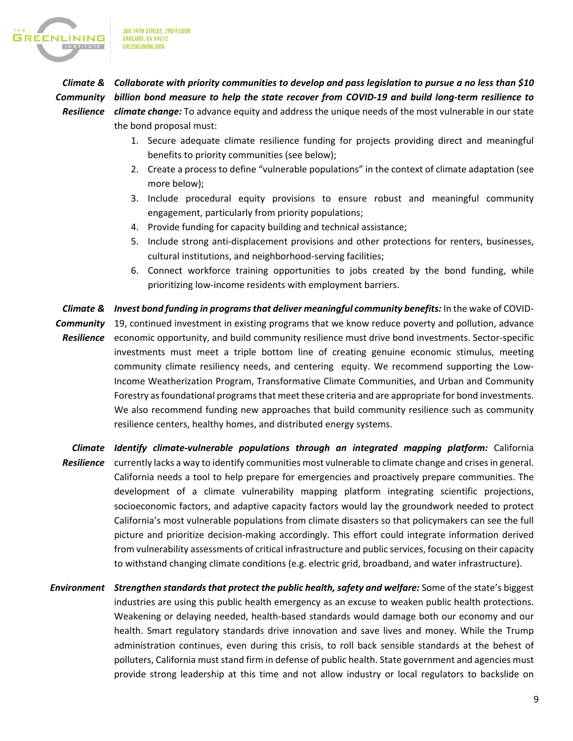***Climate & Community Resilience*** — ***Collaborate with priority communities to develop and pass legislation to pursue a no less than $10 billion bond measure to help the state recover from COVID-19 and build long-term resilience to climate change:*** To advance equity and address the unique needs of the most vulnerable in our state the bond proposal must:

1. Secure adequate climate resilience funding for projects providing direct and meaningful benefits to priority communities (see below);
2. Create a process to define "vulnerable populations" in the context of climate adaptation (see more below);
3. Include procedural equity provisions to ensure robust and meaningful community engagement, particularly from priority populations;
4. Provide funding for capacity building and technical assistance;
5. Include strong anti-displacement provisions and other protections for renters, businesses, cultural institutions, and neighborhood-serving facilities;
6. Connect workforce training opportunities to jobs created by the bond funding, while prioritizing low-income residents with employment barriers.

***Climate & Community Resilience*** — ***Invest bond funding in programs that deliver meaningful community benefits:*** In the wake of COVID-19, continued investment in existing programs that we know reduce poverty and pollution, advance economic opportunity, and build community resilience must drive bond investments. Sector-specific investments must meet a triple bottom line of creating genuine economic stimulus, meeting community climate resiliency needs, and centering equity. We recommend supporting the Low-Income Weatherization Program, Transformative Climate Communities, and Urban and Community Forestry as foundational programs that meet these criteria and are appropriate for bond investments. We also recommend funding new approaches that build community resilience such as community resilience centers, healthy homes, and distributed energy systems.

***Climate Resilience*** — ***Identify climate-vulnerable populations through an integrated mapping platform:*** California currently lacks a way to identify communities most vulnerable to climate change and crises in general. California needs a tool to help prepare for emergencies and proactively prepare communities. The development of a climate vulnerability mapping platform integrating scientific projections, socioeconomic factors, and adaptive capacity factors would lay the groundwork needed to protect California's most vulnerable populations from climate disasters so that policymakers can see the full picture and prioritize decision-making accordingly. This effort could integrate information derived from vulnerability assessments of critical infrastructure and public services, focusing on their capacity to withstand changing climate conditions (e.g. electric grid, broadband, and water infrastructure).

***Environment*** — ***Strengthen standards that protect the public health, safety and welfare:*** Some of the state's biggest industries are using this public health emergency as an excuse to weaken public health protections. Weakening or delaying needed, health-based standards would damage both our economy and our health. Smart regulatory standards drive innovation and save lives and money. While the Trump administration continues, even during this crisis, to roll back sensible standards at the behest of polluters, California must stand firm in defense of public health. State government and agencies must provide strong leadership at this time and not allow industry or local regulators to backslide on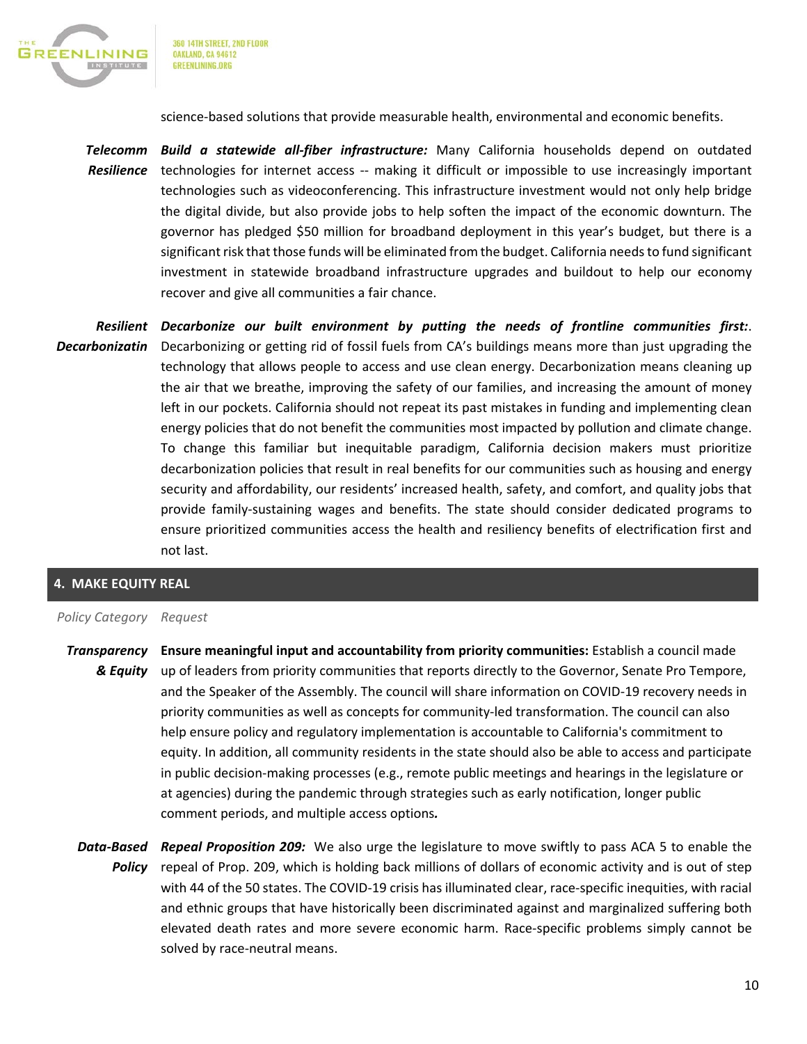science-based solutions that provide measurable health, environmental and economic benefits.

| | |
|---|---|
| ***Telecomm Resilience*** | ***Build a statewide all-fiber infrastructure:*** Many California households depend on outdated technologies for internet access -- making it difficult or impossible to use increasingly important technologies such as videoconferencing. This infrastructure investment would not only help bridge the digital divide, but also provide jobs to help soften the impact of the economic downturn. The governor has pledged $50 million for broadband deployment in this year's budget, but there is a significant risk that those funds will be eliminated from the budget. California needs to fund significant investment in statewide broadband infrastructure upgrades and buildout to help our economy recover and give all communities a fair chance. |
| ***Resilient Decarbonizatin*** | ***Decarbonize our built environment by putting the needs of frontline communities first:***. Decarbonizing or getting rid of fossil fuels from CA's buildings means more than just upgrading the technology that allows people to access and use clean energy. Decarbonization means cleaning up the air that we breathe, improving the safety of our families, and increasing the amount of money left in our pockets. California should not repeat its past mistakes in funding and implementing clean energy policies that do not benefit the communities most impacted by pollution and climate change. To change this familiar but inequitable paradigm, California decision makers must prioritize decarbonization policies that result in real benefits for our communities such as housing and energy security and affordability, our residents' increased health, safety, and comfort, and quality jobs that provide family-sustaining wages and benefits. The state should consider dedicated programs to ensure prioritized communities access the health and resiliency benefits of electrification first and not last. |

## 4. MAKE EQUITY REAL

| *Policy Category* | *Request* |
|---|---|
| ***Transparency & Equity*** | **Ensure meaningful input and accountability from priority communities:** Establish a council made up of leaders from priority communities that reports directly to the Governor, Senate Pro Tempore, and the Speaker of the Assembly. The council will share information on COVID-19 recovery needs in priority communities as well as concepts for community-led transformation. The council can also help ensure policy and regulatory implementation is accountable to California's commitment to equity. In addition, all community residents in the state should also be able to access and participate in public decision-making processes (e.g., remote public meetings and hearings in the legislature or at agencies) during the pandemic through strategies such as early notification, longer public comment periods, and multiple access options***.*** |
| ***Data-Based Policy*** | ***Repeal Proposition 209:*** We also urge the legislature to move swiftly to pass ACA 5 to enable the repeal of Prop. 209, which is holding back millions of dollars of economic activity and is out of step with 44 of the 50 states. The COVID-19 crisis has illuminated clear, race-specific inequities, with racial and ethnic groups that have historically been discriminated against and marginalized suffering both elevated death rates and more severe economic harm. Race-specific problems simply cannot be solved by race-neutral means. |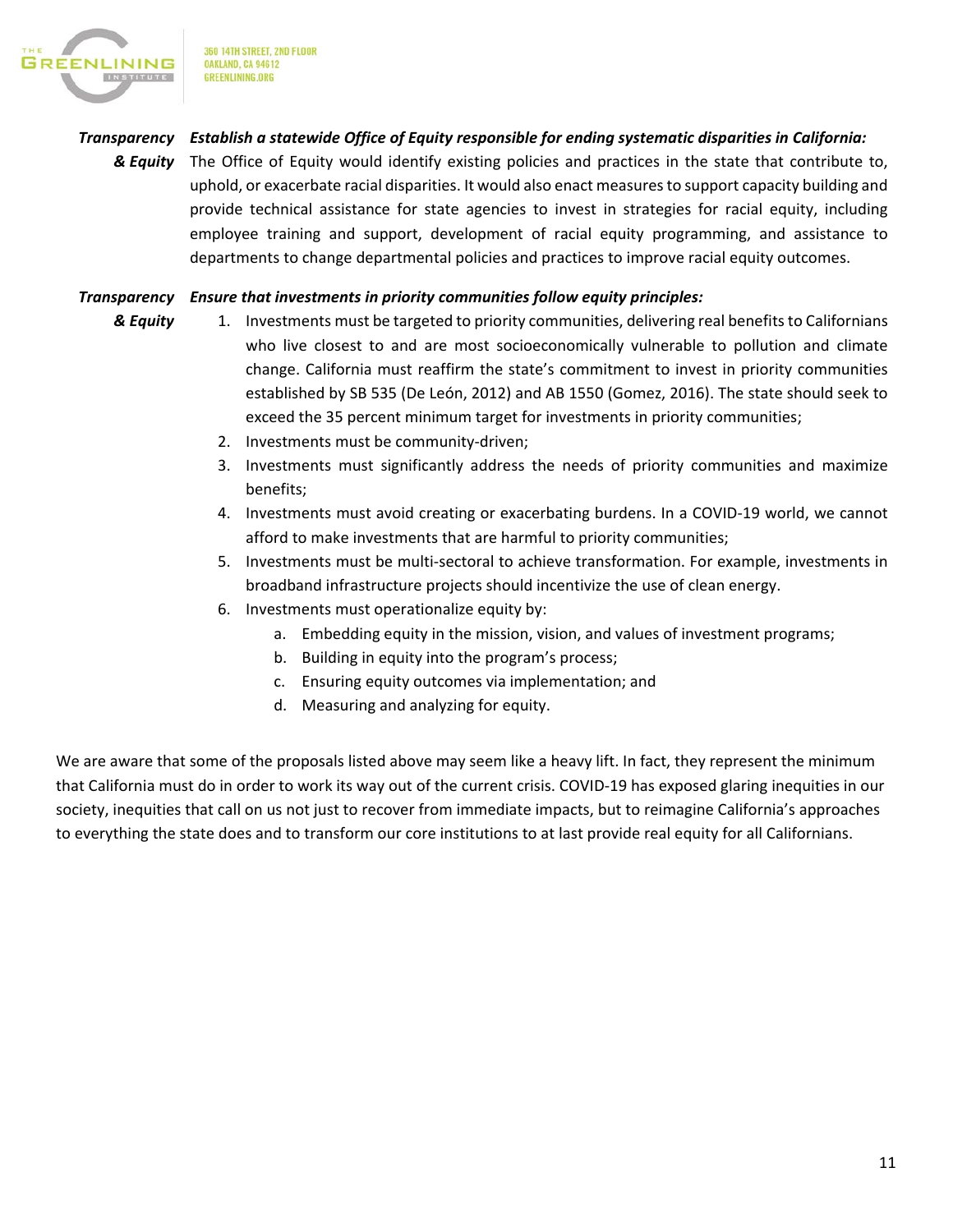***Transparency & Equity*** ***Establish a statewide Office of Equity responsible for ending systematic disparities in California:*** The Office of Equity would identify existing policies and practices in the state that contribute to, uphold, or exacerbate racial disparities. It would also enact measures to support capacity building and provide technical assistance for state agencies to invest in strategies for racial equity, including employee training and support, development of racial equity programming, and assistance to departments to change departmental policies and practices to improve racial equity outcomes.

***Transparency & Equity*** ***Ensure that investments in priority communities follow equity principles:***

1. Investments must be targeted to priority communities, delivering real benefits to Californians who live closest to and are most socioeconomically vulnerable to pollution and climate change. California must reaffirm the state's commitment to invest in priority communities established by SB 535 (De León, 2012) and AB 1550 (Gomez, 2016). The state should seek to exceed the 35 percent minimum target for investments in priority communities;
2. Investments must be community-driven;
3. Investments must significantly address the needs of priority communities and maximize benefits;
4. Investments must avoid creating or exacerbating burdens. In a COVID-19 world, we cannot afford to make investments that are harmful to priority communities;
5. Investments must be multi-sectoral to achieve transformation. For example, investments in broadband infrastructure projects should incentivize the use of clean energy.
6. Investments must operationalize equity by:
   a. Embedding equity in the mission, vision, and values of investment programs;
   b. Building in equity into the program's process;
   c. Ensuring equity outcomes via implementation; and
   d. Measuring and analyzing for equity.

We are aware that some of the proposals listed above may seem like a heavy lift. In fact, they represent the minimum that California must do in order to work its way out of the current crisis. COVID-19 has exposed glaring inequities in our society, inequities that call on us not just to recover from immediate impacts, but to reimagine California's approaches to everything the state does and to transform our core institutions to at last provide real equity for all Californians.